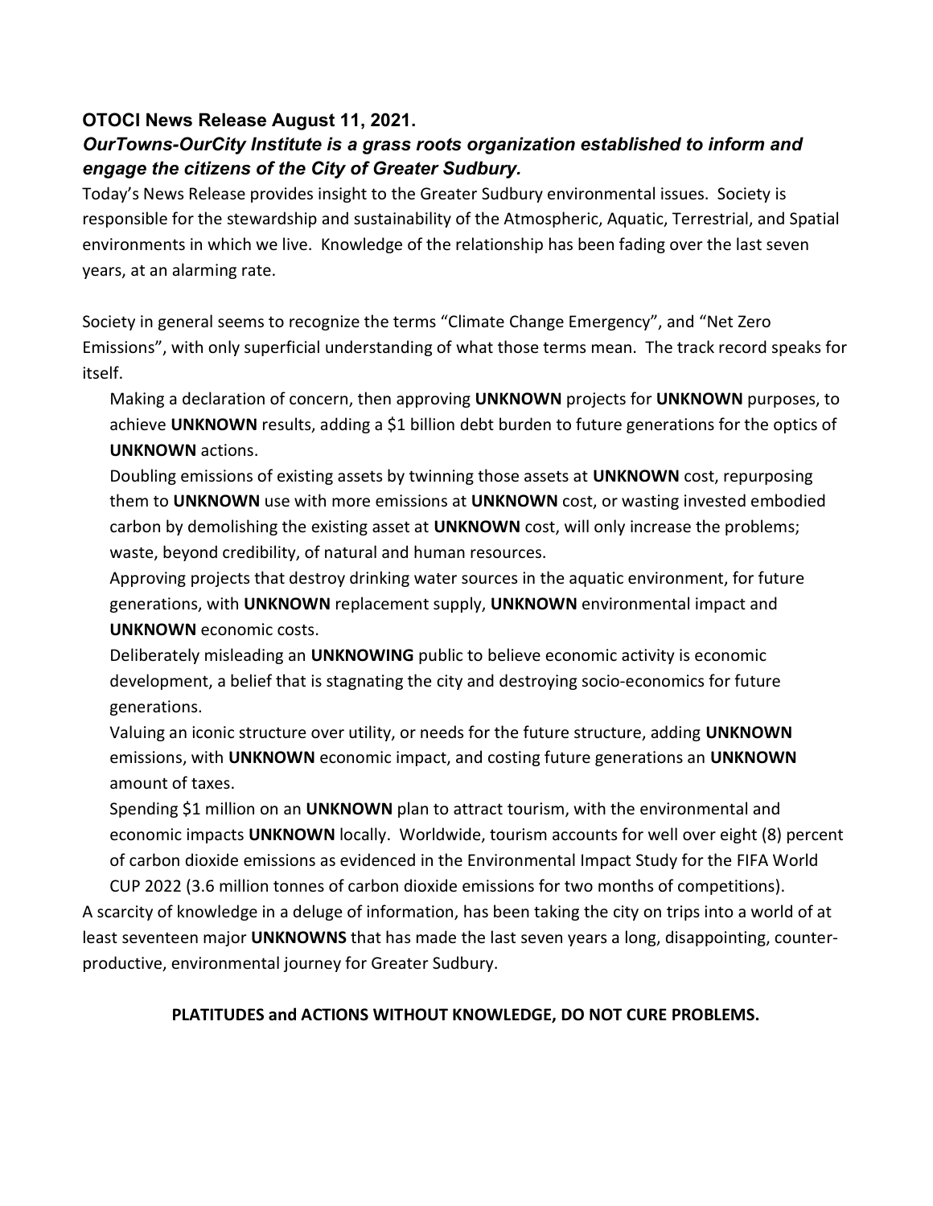**OTOCI News Release August 11, 2021.**

***OurTowns-OurCity Institute is a grass roots organization established to inform and engage the citizens of the City of Greater Sudbury.***

Today's News Release provides insight to the Greater Sudbury environmental issues. Society is responsible for the stewardship and sustainability of the Atmospheric, Aquatic, Terrestrial, and Spatial environments in which we live. Knowledge of the relationship has been fading over the last seven years, at an alarming rate.

Society in general seems to recognize the terms "Climate Change Emergency", and "Net Zero Emissions", with only superficial understanding of what those terms mean. The track record speaks for itself.

- Making a declaration of concern, then approving **UNKNOWN** projects for **UNKNOWN** purposes, to achieve **UNKNOWN** results, adding a \$1 billion debt burden to future generations for the optics of **UNKNOWN** actions.
- Doubling emissions of existing assets by twinning those assets at **UNKNOWN** cost, repurposing them to **UNKNOWN** use with more emissions at **UNKNOWN** cost, or wasting invested embodied carbon by demolishing the existing asset at **UNKNOWN** cost, will only increase the problems; waste, beyond credibility, of natural and human resources.
- Approving projects that destroy drinking water sources in the aquatic environment, for future generations, with **UNKNOWN** replacement supply, **UNKNOWN** environmental impact and **UNKNOWN** economic costs.
- Deliberately misleading an **UNKNOWING** public to believe economic activity is economic development, a belief that is stagnating the city and destroying socio-economics for future generations.
- Valuing an iconic structure over utility, or needs for the future structure, adding **UNKNOWN** emissions, with **UNKNOWN** economic impact, and costing future generations an **UNKNOWN** amount of taxes.
- Spending \$1 million on an **UNKNOWN** plan to attract tourism, with the environmental and economic impacts **UNKNOWN** locally. Worldwide, tourism accounts for well over eight (8) percent of carbon dioxide emissions as evidenced in the Environmental Impact Study for the FIFA World CUP 2022 (3.6 million tonnes of carbon dioxide emissions for two months of competitions).

A scarcity of knowledge in a deluge of information, has been taking the city on trips into a world of at least seventeen major **UNKNOWNS** that has made the last seven years a long, disappointing, counter-productive, environmental journey for Greater Sudbury.

**PLATITUDES and ACTIONS WITHOUT KNOWLEDGE, DO NOT CURE PROBLEMS.**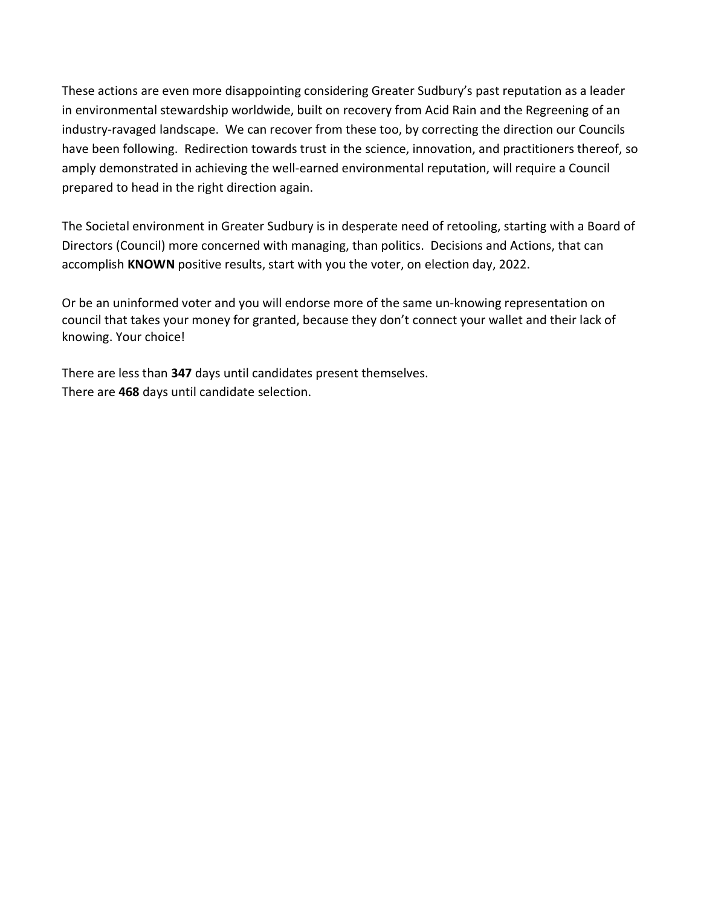These actions are even more disappointing considering Greater Sudbury's past reputation as a leader in environmental stewardship worldwide, built on recovery from Acid Rain and the Regreening of an industry-ravaged landscape.  We can recover from these too, by correcting the direction our Councils have been following.  Redirection towards trust in the science, innovation, and practitioners thereof, so amply demonstrated in achieving the well-earned environmental reputation, will require a Council prepared to head in the right direction again.

The Societal environment in Greater Sudbury is in desperate need of retooling, starting with a Board of Directors (Council) more concerned with managing, than politics.  Decisions and Actions, that can accomplish **KNOWN** positive results, start with you the voter, on election day, 2022.

Or be an uninformed voter and you will endorse more of the same un-knowing representation on council that takes your money for granted, because they don't connect your wallet and their lack of knowing. Your choice!

There are less than **347** days until candidates present themselves.  
There are **468** days until candidate selection.